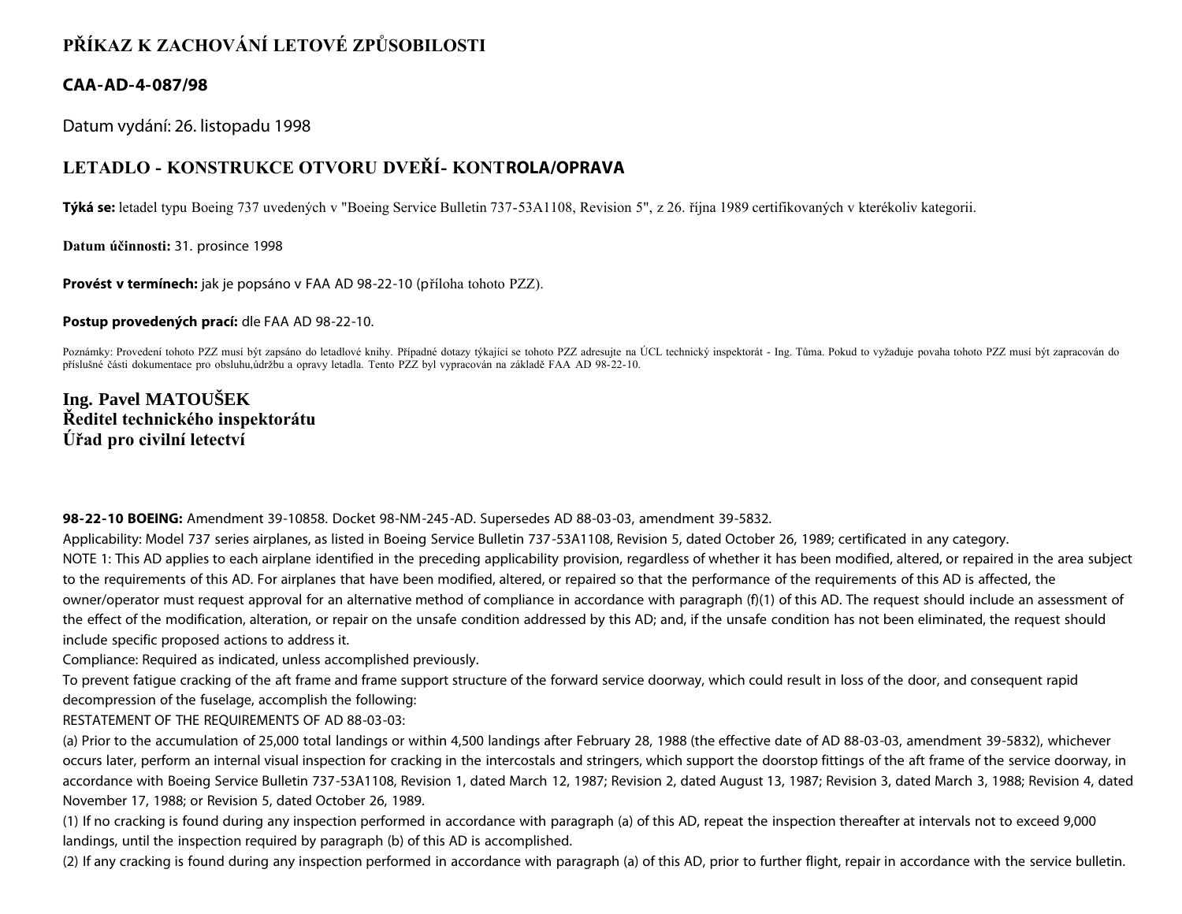# PŘÍKAZ K ZACHOVÁNÍ LETOVÉ ZPŮSOBILOSTI

## CAA-AD-4-087/98

Datum vydání: 26. listopadu 1998

## LETADLO - KONSTRUKCE OTVORU DVEŘÍ- KONTROLA/OPRAVA

**Týká se:** letadel typu Boeing 737 uvedených v "Boeing Service Bulletin 737-53A1108, Revision 5", z 26. října 1989 certifikovaných v kterékoliv kategorii.

**Datum účinnosti:** 31. prosince 1998

**Provést v termínech:** jak je popsáno v FAA AD 98-22-10 (příloha tohoto PZZ).

**Postup provedených prací:** dle FAA AD 98-22-10.

Poznámky: Provedení tohoto PZZ musí být zapsáno do letadlové knihy. Případné dotazy týkající se tohoto PZZ adresujte na ÚCL technický inspektorát - Ing. Tůma. Pokud to vyžaduje povaha tohoto PZZ musí být zapracován do příslušné části dokumentace pro obsluhu,údržbu a opravy letadla. Tento PZZ byl vypracován na základě FAA AD 98-22-10.

**Ing. Pavel MATOUŠEK**
**Ředitel technického inspektorátu**
**Úřad pro civilní letectví**

**98-22-10 BOEING:** Amendment 39-10858. Docket 98-NM-245-AD. Supersedes AD 88-03-03, amendment 39-5832.

Applicability: Model 737 series airplanes, as listed in Boeing Service Bulletin 737-53A1108, Revision 5, dated October 26, 1989; certificated in any category.

NOTE 1: This AD applies to each airplane identified in the preceding applicability provision, regardless of whether it has been modified, altered, or repaired in the area subject to the requirements of this AD. For airplanes that have been modified, altered, or repaired so that the performance of the requirements of this AD is affected, the owner/operator must request approval for an alternative method of compliance in accordance with paragraph (f)(1) of this AD. The request should include an assessment of the effect of the modification, alteration, or repair on the unsafe condition addressed by this AD; and, if the unsafe condition has not been eliminated, the request should include specific proposed actions to address it.

Compliance: Required as indicated, unless accomplished previously.

To prevent fatigue cracking of the aft frame and frame support structure of the forward service doorway, which could result in loss of the door, and consequent rapid decompression of the fuselage, accomplish the following:

RESTATEMENT OF THE REQUIREMENTS OF AD 88-03-03:

(a) Prior to the accumulation of 25,000 total landings or within 4,500 landings after February 28, 1988 (the effective date of AD 88-03-03, amendment 39-5832), whichever occurs later, perform an internal visual inspection for cracking in the intercostals and stringers, which support the doorstop fittings of the aft frame of the service doorway, in accordance with Boeing Service Bulletin 737-53A1108, Revision 1, dated March 12, 1987; Revision 2, dated August 13, 1987; Revision 3, dated March 3, 1988; Revision 4, dated November 17, 1988; or Revision 5, dated October 26, 1989.

(1) If no cracking is found during any inspection performed in accordance with paragraph (a) of this AD, repeat the inspection thereafter at intervals not to exceed 9,000 landings, until the inspection required by paragraph (b) of this AD is accomplished.

(2) If any cracking is found during any inspection performed in accordance with paragraph (a) of this AD, prior to further flight, repair in accordance with the service bulletin.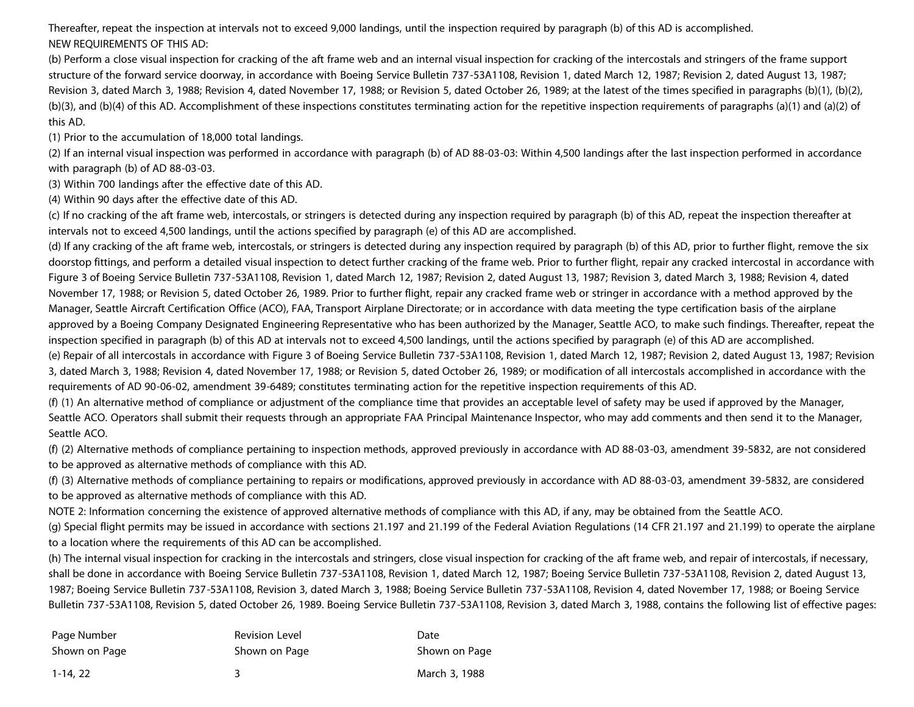Thereafter, repeat the inspection at intervals not to exceed 9,000 landings, until the inspection required by paragraph (b) of this AD is accomplished.

NEW REQUIREMENTS OF THIS AD:

(b) Perform a close visual inspection for cracking of the aft frame web and an internal visual inspection for cracking of the intercostals and stringers of the frame support structure of the forward service doorway, in accordance with Boeing Service Bulletin 737-53A1108, Revision 1, dated March 12, 1987; Revision 2, dated August 13, 1987; Revision 3, dated March 3, 1988; Revision 4, dated November 17, 1988; or Revision 5, dated October 26, 1989; at the latest of the times specified in paragraphs (b)(1), (b)(2), (b)(3), and (b)(4) of this AD. Accomplishment of these inspections constitutes terminating action for the repetitive inspection requirements of paragraphs (a)(1) and (a)(2) of this AD.

(1) Prior to the accumulation of 18,000 total landings.

(2) If an internal visual inspection was performed in accordance with paragraph (b) of AD 88-03-03: Within 4,500 landings after the last inspection performed in accordance with paragraph (b) of AD 88-03-03.

(3) Within 700 landings after the effective date of this AD.

(4) Within 90 days after the effective date of this AD.

(c) If no cracking of the aft frame web, intercostals, or stringers is detected during any inspection required by paragraph (b) of this AD, repeat the inspection thereafter at intervals not to exceed 4,500 landings, until the actions specified by paragraph (e) of this AD are accomplished.

(d) If any cracking of the aft frame web, intercostals, or stringers is detected during any inspection required by paragraph (b) of this AD, prior to further flight, remove the six doorstop fittings, and perform a detailed visual inspection to detect further cracking of the frame web. Prior to further flight, repair any cracked intercostal in accordance with Figure 3 of Boeing Service Bulletin 737-53A1108, Revision 1, dated March 12, 1987; Revision 2, dated August 13, 1987; Revision 3, dated March 3, 1988; Revision 4, dated November 17, 1988; or Revision 5, dated October 26, 1989. Prior to further flight, repair any cracked frame web or stringer in accordance with a method approved by the Manager, Seattle Aircraft Certification Office (ACO), FAA, Transport Airplane Directorate; or in accordance with data meeting the type certification basis of the airplane approved by a Boeing Company Designated Engineering Representative who has been authorized by the Manager, Seattle ACO, to make such findings. Thereafter, repeat the inspection specified in paragraph (b) of this AD at intervals not to exceed 4,500 landings, until the actions specified by paragraph (e) of this AD are accomplished.

(e) Repair of all intercostals in accordance with Figure 3 of Boeing Service Bulletin 737-53A1108, Revision 1, dated March 12, 1987; Revision 2, dated August 13, 1987; Revision 3, dated March 3, 1988; Revision 4, dated November 17, 1988; or Revision 5, dated October 26, 1989; or modification of all intercostals accomplished in accordance with the requirements of AD 90-06-02, amendment 39-6489; constitutes terminating action for the repetitive inspection requirements of this AD.

(f) (1) An alternative method of compliance or adjustment of the compliance time that provides an acceptable level of safety may be used if approved by the Manager, Seattle ACO. Operators shall submit their requests through an appropriate FAA Principal Maintenance Inspector, who may add comments and then send it to the Manager, Seattle ACO.

(f) (2) Alternative methods of compliance pertaining to inspection methods, approved previously in accordance with AD 88-03-03, amendment 39-5832, are not considered to be approved as alternative methods of compliance with this AD.

(f) (3) Alternative methods of compliance pertaining to repairs or modifications, approved previously in accordance with AD 88-03-03, amendment 39-5832, are considered to be approved as alternative methods of compliance with this AD.

NOTE 2: Information concerning the existence of approved alternative methods of compliance with this AD, if any, may be obtained from the Seattle ACO.

(g) Special flight permits may be issued in accordance with sections 21.197 and 21.199 of the Federal Aviation Regulations (14 CFR 21.197 and 21.199) to operate the airplane to a location where the requirements of this AD can be accomplished.

(h) The internal visual inspection for cracking in the intercostals and stringers, close visual inspection for cracking of the aft frame web, and repair of intercostals, if necessary, shall be done in accordance with Boeing Service Bulletin 737-53A1108, Revision 1, dated March 12, 1987; Boeing Service Bulletin 737-53A1108, Revision 2, dated August 13, 1987; Boeing Service Bulletin 737-53A1108, Revision 3, dated March 3, 1988; Boeing Service Bulletin 737-53A1108, Revision 4, dated November 17, 1988; or Boeing Service Bulletin 737-53A1108, Revision 5, dated October 26, 1989. Boeing Service Bulletin 737-53A1108, Revision 3, dated March 3, 1988, contains the following list of effective pages:

| Page Number Shown on Page | Revision Level Shown on Page | Date Shown on Page |
| --- | --- | --- |
| 1-14, 22 | 3 | March 3, 1988 |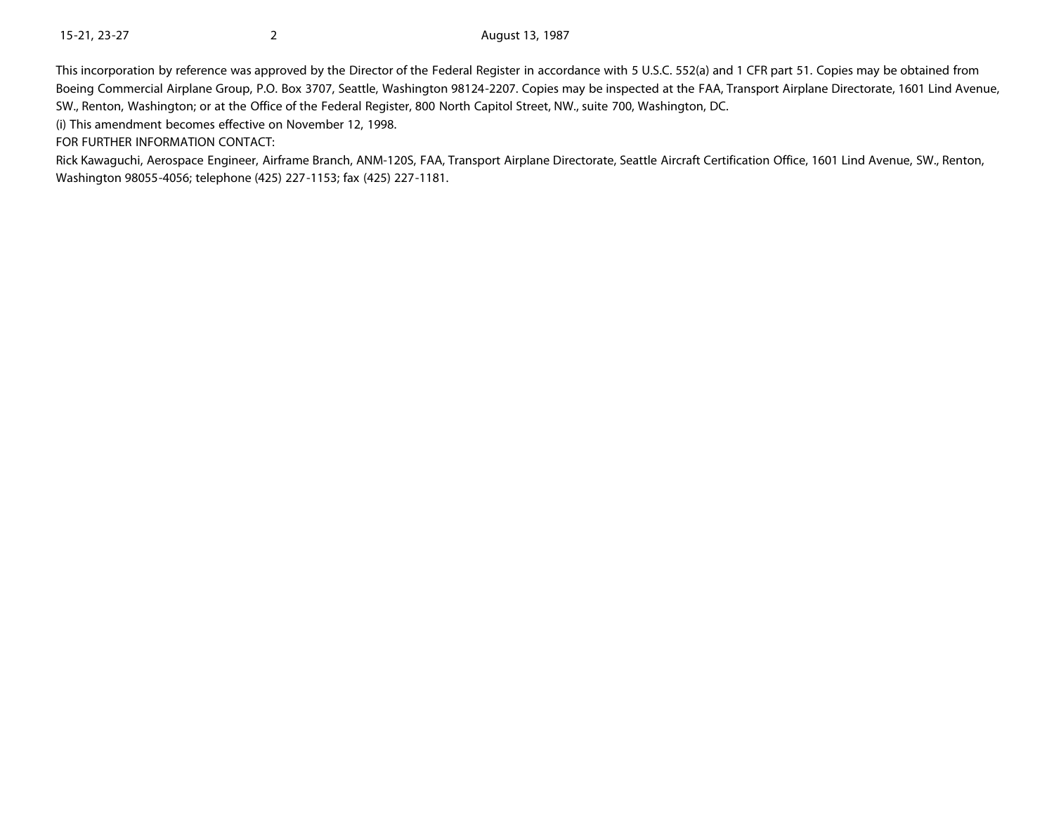This incorporation by reference was approved by the Director of the Federal Register in accordance with 5 U.S.C. 552(a) and 1 CFR part 51. Copies may be obtained from Boeing Commercial Airplane Group, P.O. Box 3707, Seattle, Washington 98124-2207. Copies may be inspected at the FAA, Transport Airplane Directorate, 1601 Lind Avenue, SW., Renton, Washington; or at the Office of the Federal Register, 800 North Capitol Street, NW., suite 700, Washington, DC.

(i) This amendment becomes effective on November 12, 1998.

FOR FURTHER INFORMATION CONTACT:

Rick Kawaguchi, Aerospace Engineer, Airframe Branch, ANM-120S, FAA, Transport Airplane Directorate, Seattle Aircraft Certification Office, 1601 Lind Avenue, SW., Renton, Washington 98055-4056; telephone (425) 227-1153; fax (425) 227-1181.